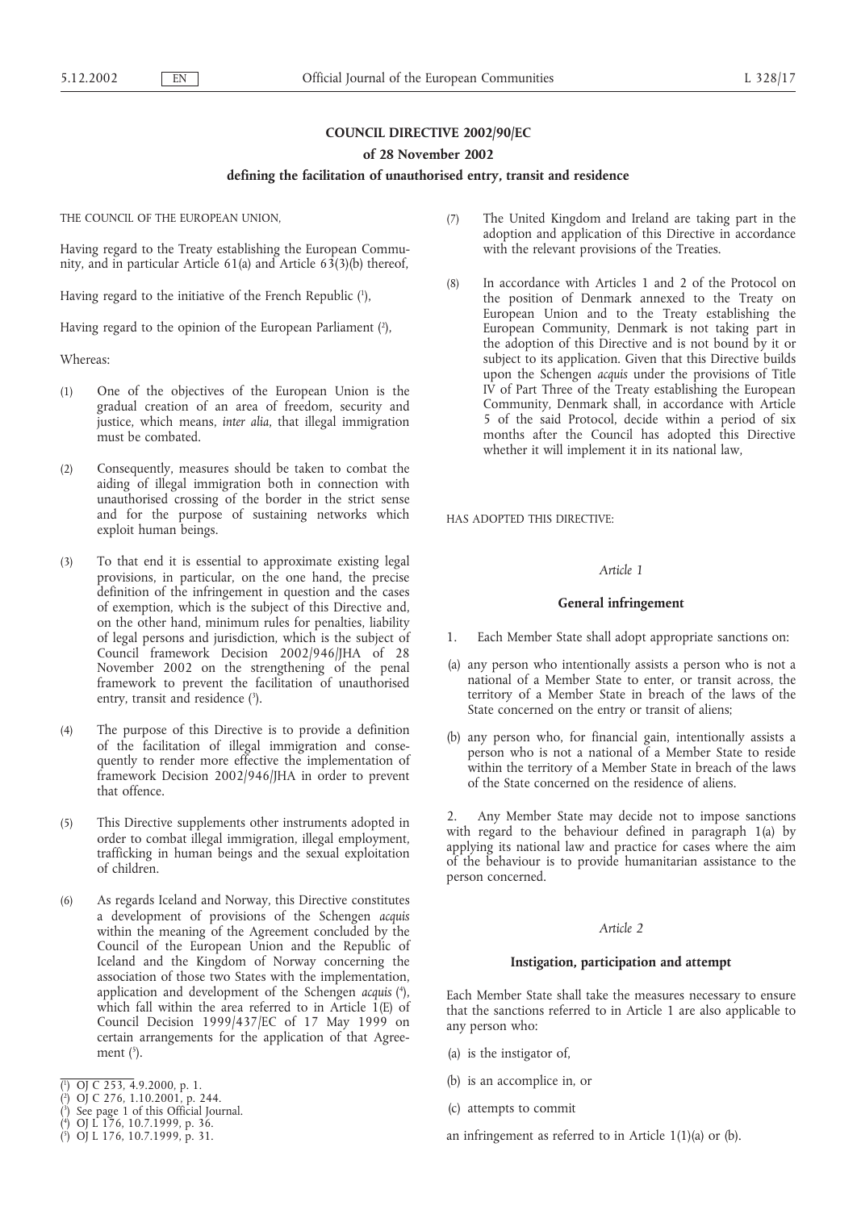# COUNCIL DIRECTIVE 2002/90/EC

## of 28 November 2002

## defining the facilitation of unauthorised entry, transit and residence

THE COUNCIL OF THE EUROPEAN UNION,

Having regard to the Treaty establishing the European Community, and in particular Article 61(a) and Article 63(3)(b) thereof,

Having regard to the initiative of the French Republic [1],

Having regard to the opinion of the European Parliament [2],

Whereas:

(1) One of the objectives of the European Union is the gradual creation of an area of freedom, security and justice, which means, *inter alia*, that illegal immigration must be combated.

(2) Consequently, measures should be taken to combat the aiding of illegal immigration both in connection with unauthorised crossing of the border in the strict sense and for the purpose of sustaining networks which exploit human beings.

(3) To that end it is essential to approximate existing legal provisions, in particular, on the one hand, the precise definition of the infringement in question and the cases of exemption, which is the subject of this Directive and, on the other hand, minimum rules for penalties, liability of legal persons and jurisdiction, which is the subject of Council framework Decision 2002/946/JHA of 28 November 2002 on the strengthening of the penal framework to prevent the facilitation of unauthorised entry, transit and residence [3].

(4) The purpose of this Directive is to provide a definition of the facilitation of illegal immigration and consequently to render more effective the implementation of framework Decision 2002/946/JHA in order to prevent that offence.

(5) This Directive supplements other instruments adopted in order to combat illegal immigration, illegal employment, trafficking in human beings and the sexual exploitation of children.

(6) As regards Iceland and Norway, this Directive constitutes a development of provisions of the Schengen *acquis* within the meaning of the Agreement concluded by the Council of the European Union and the Republic of Iceland and the Kingdom of Norway concerning the association of those two States with the implementation, application and development of the Schengen *acquis* [4], which fall within the area referred to in Article 1(E) of Council Decision 1999/437/EC of 17 May 1999 on certain arrangements for the application of that Agreement [5].

(7) The United Kingdom and Ireland are taking part in the adoption and application of this Directive in accordance with the relevant provisions of the Treaties.

(8) In accordance with Articles 1 and 2 of the Protocol on the position of Denmark annexed to the Treaty on European Union and to the Treaty establishing the European Community, Denmark is not taking part in the adoption of this Directive and is not bound by it or subject to its application. Given that this Directive builds upon the Schengen *acquis* under the provisions of Title IV of Part Three of the Treaty establishing the European Community, Denmark shall, in accordance with Article 5 of the said Protocol, decide within a period of six months after the Council has adopted this Directive whether it will implement it in its national law,

HAS ADOPTED THIS DIRECTIVE:

*Article 1*

**General infringement**

1. Each Member State shall adopt appropriate sanctions on:

(a) any person who intentionally assists a person who is not a national of a Member State to enter, or transit across, the territory of a Member State in breach of the laws of the State concerned on the entry or transit of aliens;

(b) any person who, for financial gain, intentionally assists a person who is not a national of a Member State to reside within the territory of a Member State in breach of the laws of the State concerned on the residence of aliens.

2. Any Member State may decide not to impose sanctions with regard to the behaviour defined in paragraph 1(a) by applying its national law and practice for cases where the aim of the behaviour is to provide humanitarian assistance to the person concerned.

*Article 2*

**Instigation, participation and attempt**

Each Member State shall take the measures necessary to ensure that the sanctions referred to in Article 1 are also applicable to any person who:

(a) is the instigator of,

(b) is an accomplice in, or

(c) attempts to commit

an infringement as referred to in Article 1(1)(a) or (b).

---

[1] OJ C 253, 4.9.2000, p. 1.

[2] OJ C 276, 1.10.2001, p. 244.

[3] See page 1 of this Official Journal.

[4] OJ L 176, 10.7.1999, p. 36.

[5] OJ L 176, 10.7.1999, p. 31.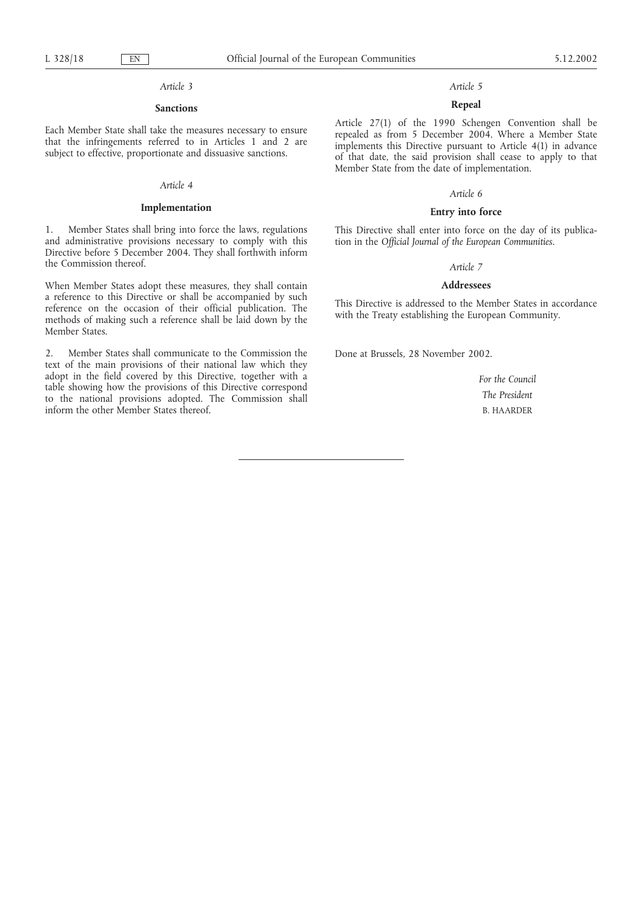*Article 3*

**Sanctions**

Each Member State shall take the measures necessary to ensure that the infringements referred to in Articles 1 and 2 are subject to effective, proportionate and dissuasive sanctions.

*Article 4*

**Implementation**

1. Member States shall bring into force the laws, regulations and administrative provisions necessary to comply with this Directive before 5 December 2004. They shall forthwith inform the Commission thereof.

When Member States adopt these measures, they shall contain a reference to this Directive or shall be accompanied by such reference on the occasion of their official publication. The methods of making such a reference shall be laid down by the Member States.

2. Member States shall communicate to the Commission the text of the main provisions of their national law which they adopt in the field covered by this Directive, together with a table showing how the provisions of this Directive correspond to the national provisions adopted. The Commission shall inform the other Member States thereof.

*Article 5*

**Repeal**

Article 27(1) of the 1990 Schengen Convention shall be repealed as from 5 December 2004. Where a Member State implements this Directive pursuant to Article 4(1) in advance of that date, the said provision shall cease to apply to that Member State from the date of implementation.

*Article 6*

**Entry into force**

This Directive shall enter into force on the day of its publication in the *Official Journal of the European Communities*.

*Article 7*

**Addressees**

This Directive is addressed to the Member States in accordance with the Treaty establishing the European Community.

Done at Brussels, 28 November 2002.

*For the Council*

*The President*

B. HAARDER